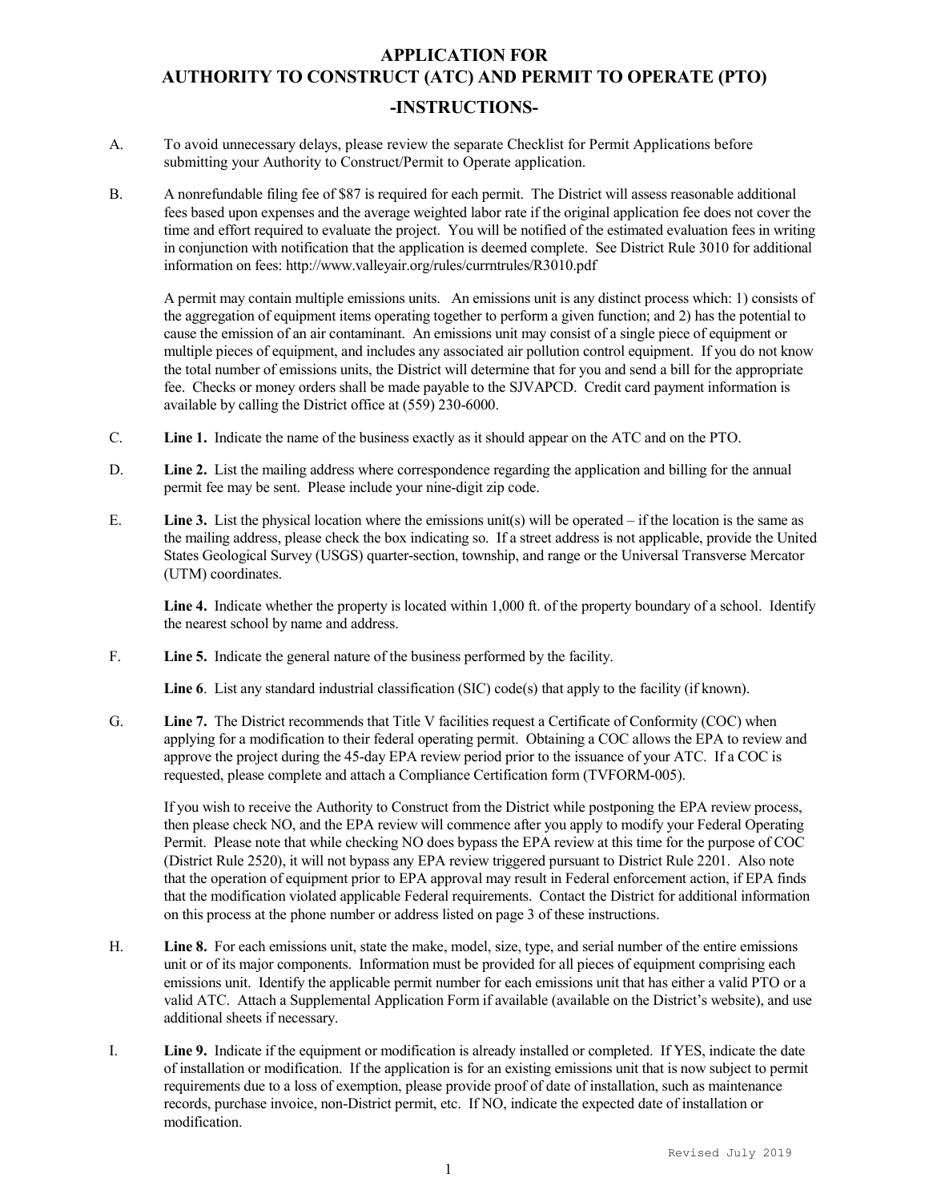# APPLICATION FOR AUTHORITY TO CONSTRUCT (ATC) AND PERMIT TO OPERATE (PTO)

## -INSTRUCTIONS-

A. To avoid unnecessary delays, please review the separate Checklist for Permit Applications before submitting your Authority to Construct/Permit to Operate application.

B. A nonrefundable filing fee of $87 is required for each permit. The District will assess reasonable additional fees based upon expenses and the average weighted labor rate if the original application fee does not cover the time and effort required to evaluate the project. You will be notified of the estimated evaluation fees in writing in conjunction with notification that the application is deemed complete. See District Rule 3010 for additional information on fees: http://www.valleyair.org/rules/currntrules/R3010.pdf

   A permit may contain multiple emissions units. An emissions unit is any distinct process which: 1) consists of the aggregation of equipment items operating together to perform a given function; and 2) has the potential to cause the emission of an air contaminant. An emissions unit may consist of a single piece of equipment or multiple pieces of equipment, and includes any associated air pollution control equipment. If you do not know the total number of emissions units, the District will determine that for you and send a bill for the appropriate fee. Checks or money orders shall be made payable to the SJVAPCD. Credit card payment information is available by calling the District office at (559) 230-6000.

C. **Line 1.** Indicate the name of the business exactly as it should appear on the ATC and on the PTO.

D. **Line 2.** List the mailing address where correspondence regarding the application and billing for the annual permit fee may be sent. Please include your nine-digit zip code.

E. **Line 3.** List the physical location where the emissions unit(s) will be operated – if the location is the same as the mailing address, please check the box indicating so. If a street address is not applicable, provide the United States Geological Survey (USGS) quarter-section, township, and range or the Universal Transverse Mercator (UTM) coordinates.

   **Line 4.** Indicate whether the property is located within 1,000 ft. of the property boundary of a school. Identify the nearest school by name and address.

F. **Line 5.** Indicate the general nature of the business performed by the facility.

   **Line 6**. List any standard industrial classification (SIC) code(s) that apply to the facility (if known).

G. **Line 7.** The District recommends that Title V facilities request a Certificate of Conformity (COC) when applying for a modification to their federal operating permit. Obtaining a COC allows the EPA to review and approve the project during the 45-day EPA review period prior to the issuance of your ATC. If a COC is requested, please complete and attach a Compliance Certification form (TVFORM-005).

   If you wish to receive the Authority to Construct from the District while postponing the EPA review process, then please check NO, and the EPA review will commence after you apply to modify your Federal Operating Permit. Please note that while checking NO does bypass the EPA review at this time for the purpose of COC (District Rule 2520), it will not bypass any EPA review triggered pursuant to District Rule 2201. Also note that the operation of equipment prior to EPA approval may result in Federal enforcement action, if EPA finds that the modification violated applicable Federal requirements. Contact the District for additional information on this process at the phone number or address listed on page 3 of these instructions.

H. **Line 8.** For each emissions unit, state the make, model, size, type, and serial number of the entire emissions unit or of its major components. Information must be provided for all pieces of equipment comprising each emissions unit. Identify the applicable permit number for each emissions unit that has either a valid PTO or a valid ATC. Attach a Supplemental Application Form if available (available on the District's website), and use additional sheets if necessary.

I. **Line 9.** Indicate if the equipment or modification is already installed or completed. If YES, indicate the date of installation or modification. If the application is for an existing emissions unit that is now subject to permit requirements due to a loss of exemption, please provide proof of date of installation, such as maintenance records, purchase invoice, non-District permit, etc. If NO, indicate the expected date of installation or modification.

Revised July 2019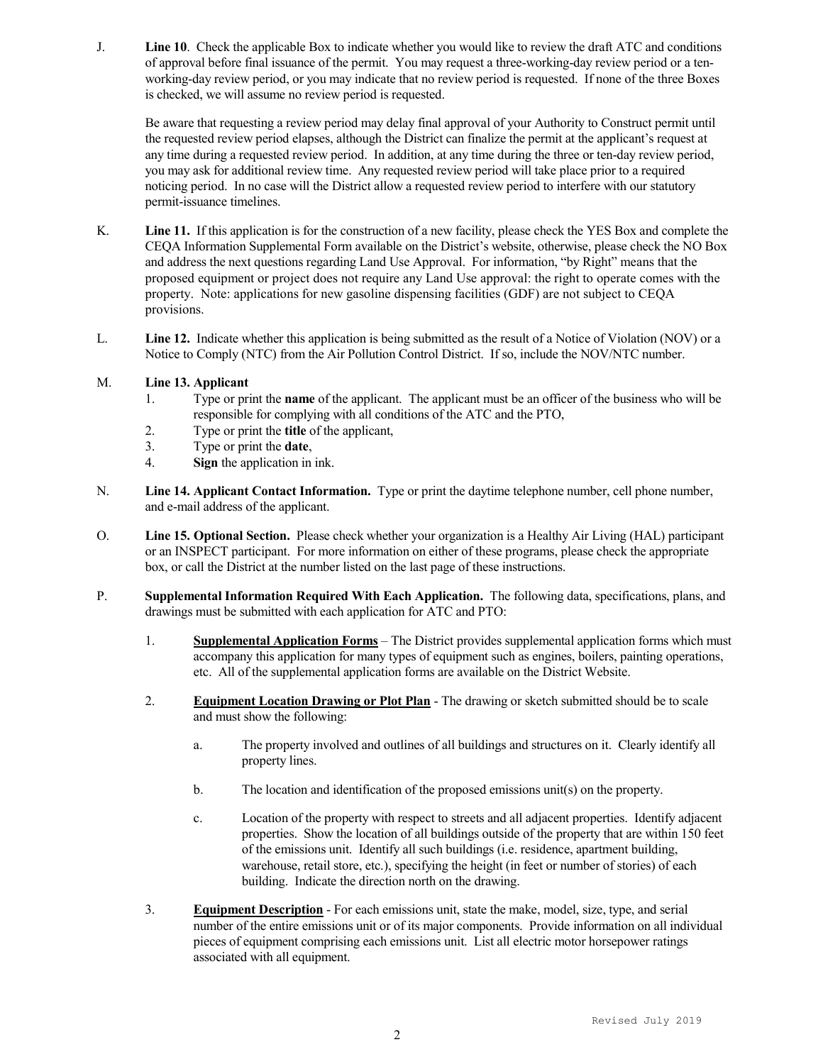J. **Line 10**. Check the applicable Box to indicate whether you would like to review the draft ATC and conditions of approval before final issuance of the permit. You may request a three-working-day review period or a ten-working-day review period, or you may indicate that no review period is requested. If none of the three Boxes is checked, we will assume no review period is requested.

   Be aware that requesting a review period may delay final approval of your Authority to Construct permit until the requested review period elapses, although the District can finalize the permit at the applicant's request at any time during a requested review period. In addition, at any time during the three or ten-day review period, you may ask for additional review time. Any requested review period will take place prior to a required noticing period. In no case will the District allow a requested review period to interfere with our statutory permit-issuance timelines.

K. **Line 11.** If this application is for the construction of a new facility, please check the YES Box and complete the CEQA Information Supplemental Form available on the District's website, otherwise, please check the NO Box and address the next questions regarding Land Use Approval. For information, "by Right" means that the proposed equipment or project does not require any Land Use approval: the right to operate comes with the property. Note: applications for new gasoline dispensing facilities (GDF) are not subject to CEQA provisions.

L. **Line 12.** Indicate whether this application is being submitted as the result of a Notice of Violation (NOV) or a Notice to Comply (NTC) from the Air Pollution Control District. If so, include the NOV/NTC number.

M. **Line 13. Applicant**
   1. Type or print the **name** of the applicant. The applicant must be an officer of the business who will be responsible for complying with all conditions of the ATC and the PTO,
   2. Type or print the **title** of the applicant,
   3. Type or print the **date**,
   4. **Sign** the application in ink.

N. **Line 14. Applicant Contact Information.** Type or print the daytime telephone number, cell phone number, and e-mail address of the applicant.

O. **Line 15. Optional Section.** Please check whether your organization is a Healthy Air Living (HAL) participant or an INSPECT participant. For more information on either of these programs, please check the appropriate box, or call the District at the number listed on the last page of these instructions.

P. **Supplemental Information Required With Each Application.** The following data, specifications, plans, and drawings must be submitted with each application for ATC and PTO:

   1. **Supplemental Application Forms** – The District provides supplemental application forms which must accompany this application for many types of equipment such as engines, boilers, painting operations, etc. All of the supplemental application forms are available on the District Website.

   2. **Equipment Location Drawing or Plot Plan** - The drawing or sketch submitted should be to scale and must show the following:

      a. The property involved and outlines of all buildings and structures on it. Clearly identify all property lines.

      b. The location and identification of the proposed emissions unit(s) on the property.

      c. Location of the property with respect to streets and all adjacent properties. Identify adjacent properties. Show the location of all buildings outside of the property that are within 150 feet of the emissions unit. Identify all such buildings (i.e. residence, apartment building, warehouse, retail store, etc.), specifying the height (in feet or number of stories) of each building. Indicate the direction north on the drawing.

   3. **Equipment Description** - For each emissions unit, state the make, model, size, type, and serial number of the entire emissions unit or of its major components. Provide information on all individual pieces of equipment comprising each emissions unit. List all electric motor horsepower ratings associated with all equipment.

Revised July 2019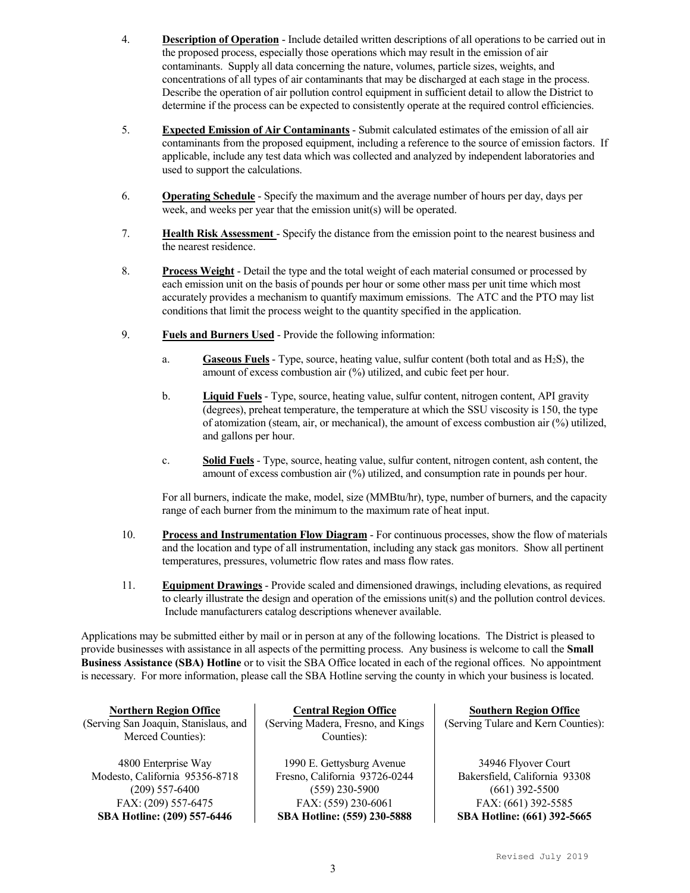4. **Description of Operation** - Include detailed written descriptions of all operations to be carried out in the proposed process, especially those operations which may result in the emission of air contaminants. Supply all data concerning the nature, volumes, particle sizes, weights, and concentrations of all types of air contaminants that may be discharged at each stage in the process. Describe the operation of air pollution control equipment in sufficient detail to allow the District to determine if the process can be expected to consistently operate at the required control efficiencies.

5. **Expected Emission of Air Contaminants** - Submit calculated estimates of the emission of all air contaminants from the proposed equipment, including a reference to the source of emission factors. If applicable, include any test data which was collected and analyzed by independent laboratories and used to support the calculations.

6. **Operating Schedule** - Specify the maximum and the average number of hours per day, days per week, and weeks per year that the emission unit(s) will be operated.

7. **Health Risk Assessment** - Specify the distance from the emission point to the nearest business and the nearest residence.

8. **Process Weight** - Detail the type and the total weight of each material consumed or processed by each emission unit on the basis of pounds per hour or some other mass per unit time which most accurately provides a mechanism to quantify maximum emissions. The ATC and the PTO may list conditions that limit the process weight to the quantity specified in the application.

9. **Fuels and Burners Used** - Provide the following information:

   a. **Gaseous Fuels** - Type, source, heating value, sulfur content (both total and as $H_2S$), the amount of excess combustion air (%) utilized, and cubic feet per hour.

   b. **Liquid Fuels** - Type, source, heating value, sulfur content, nitrogen content, API gravity (degrees), preheat temperature, the temperature at which the SSU viscosity is 150, the type of atomization (steam, air, or mechanical), the amount of excess combustion air (%) utilized, and gallons per hour.

   c. **Solid Fuels** - Type, source, heating value, sulfur content, nitrogen content, ash content, the amount of excess combustion air (%) utilized, and consumption rate in pounds per hour.

   For all burners, indicate the make, model, size (MMBtu/hr), type, number of burners, and the capacity range of each burner from the minimum to the maximum rate of heat input.

10. **Process and Instrumentation Flow Diagram** - For continuous processes, show the flow of materials and the location and type of all instrumentation, including any stack gas monitors. Show all pertinent temperatures, pressures, volumetric flow rates and mass flow rates.

11. **Equipment Drawings** - Provide scaled and dimensioned drawings, including elevations, as required to clearly illustrate the design and operation of the emissions unit(s) and the pollution control devices. Include manufacturers catalog descriptions whenever available.

Applications may be submitted either by mail or in person at any of the following locations. The District is pleased to provide businesses with assistance in all aspects of the permitting process. Any business is welcome to call the **Small Business Assistance (SBA) Hotline** or to visit the SBA Office located in each of the regional offices. No appointment is necessary. For more information, please call the SBA Hotline serving the county in which your business is located.

| **Northern Region Office** | **Central Region Office** | **Southern Region Office** |
|---|---|---|
| (Serving San Joaquin, Stanislaus, and Merced Counties): | (Serving Madera, Fresno, and Kings Counties): | (Serving Tulare and Kern Counties): |
| 4800 Enterprise Way | 1990 E. Gettysburg Avenue | 34946 Flyover Court |
| Modesto, California 95356-8718 | Fresno, California 93726-0244 | Bakersfield, California 93308 |
| (209) 557-6400 | (559) 230-5900 | (661) 392-5500 |
| FAX: (209) 557-6475 | FAX: (559) 230-6061 | FAX: (661) 392-5585 |
| **SBA Hotline: (209) 557-6446** | **SBA Hotline: (559) 230-5888** | **SBA Hotline: (661) 392-5665** |

Revised July 2019